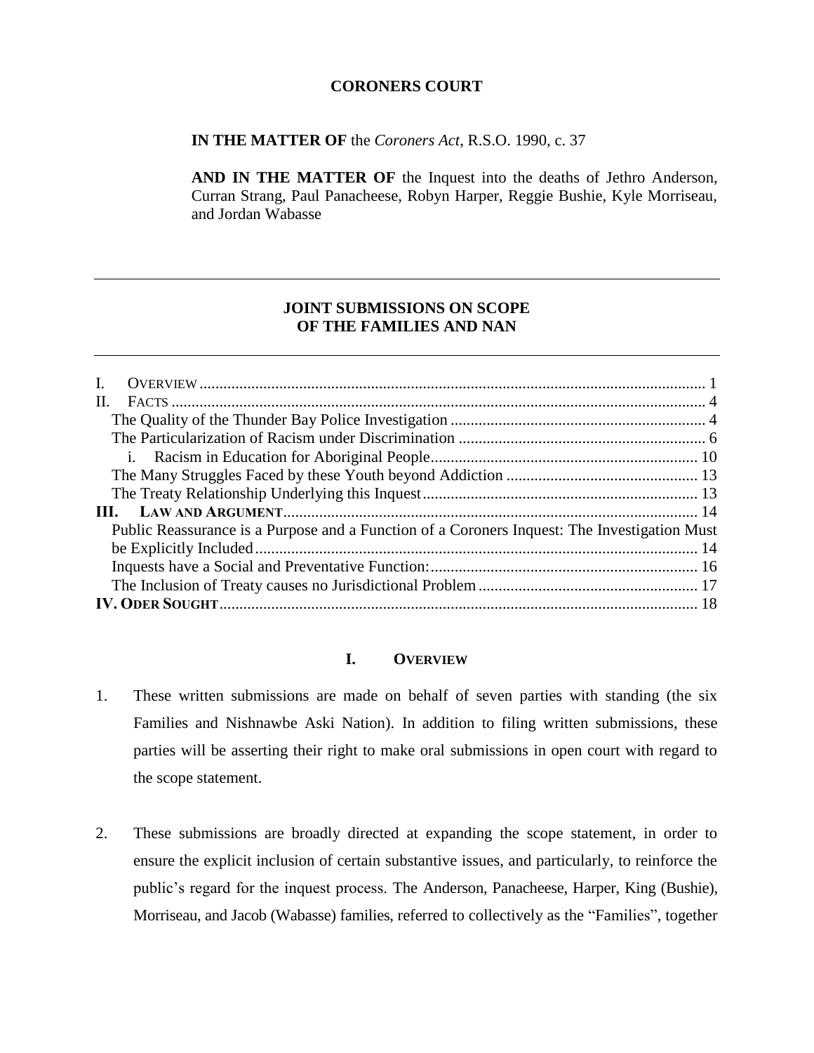**CORONERS COURT**

**IN THE MATTER OF** the *Coroners Act*, R.S.O. 1990, c. 37

**AND IN THE MATTER OF** the Inquest into the deaths of Jethro Anderson, Curran Strang, Paul Panacheese, Robyn Harper, Reggie Bushie, Kyle Morriseau, and Jordan Wabasse

---

# JOINT SUBMISSIONS ON SCOPE
# OF THE FAMILIES AND NAN

---

I. OVERVIEW ..... 1
II. FACTS ..... 4
- The Quality of the Thunder Bay Police Investigation ..... 4
- The Particularization of Racism under Discrimination ..... 6
  - i. Racism in Education for Aboriginal People ..... 10
- The Many Struggles Faced by these Youth beyond Addiction ..... 13
- The Treaty Relationship Underlying this Inquest ..... 13

**III. LAW AND ARGUMENT** ..... 14
- Public Reassurance is a Purpose and a Function of a Coroners Inquest: The Investigation Must be Explicitly Included ..... 14
- Inquests have a Social and Preventative Function: ..... 16
- The Inclusion of Treaty causes no Jurisdictional Problem ..... 17

**IV. ODER SOUGHT** ..... 18

## I. OVERVIEW

1. These written submissions are made on behalf of seven parties with standing (the six Families and Nishnawbe Aski Nation). In addition to filing written submissions, these parties will be asserting their right to make oral submissions in open court with regard to the scope statement.

2. These submissions are broadly directed at expanding the scope statement, in order to ensure the explicit inclusion of certain substantive issues, and particularly, to reinforce the public's regard for the inquest process. The Anderson, Panacheese, Harper, King (Bushie), Morriseau, and Jacob (Wabasse) families, referred to collectively as the "Families", together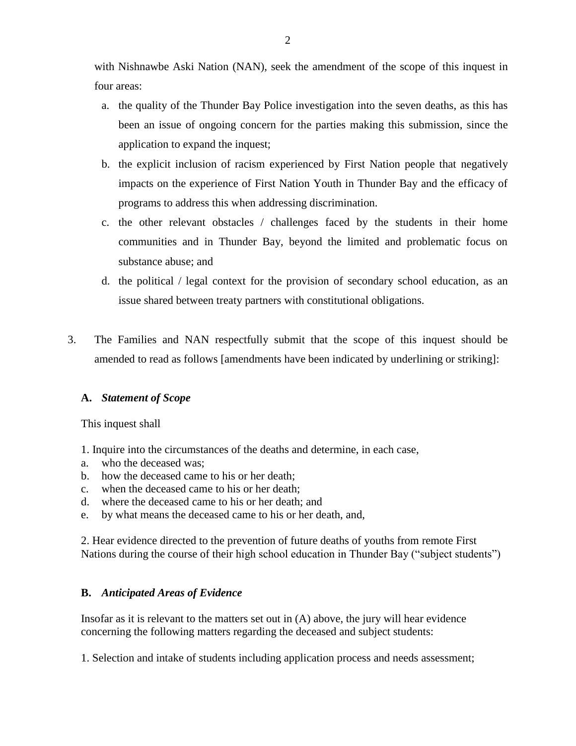with Nishnawbe Aski Nation (NAN), seek the amendment of the scope of this inquest in four areas:

a. the quality of the Thunder Bay Police investigation into the seven deaths, as this has been an issue of ongoing concern for the parties making this submission, since the application to expand the inquest;

b. the explicit inclusion of racism experienced by First Nation people that negatively impacts on the experience of First Nation Youth in Thunder Bay and the efficacy of programs to address this when addressing discrimination.

c. the other relevant obstacles / challenges faced by the students in their home communities and in Thunder Bay, beyond the limited and problematic focus on substance abuse; and

d. the political / legal context for the provision of secondary school education, as an issue shared between treaty partners with constitutional obligations.

3. The Families and NAN respectfully submit that the scope of this inquest should be amended to read as follows [amendments have been indicated by underlining or striking]:

**A. *Statement of Scope***

This inquest shall

1. Inquire into the circumstances of the deaths and determine, in each case,

a. who the deceased was;
b. how the deceased came to his or her death;
c. when the deceased came to his or her death;
d. where the deceased came to his or her death; and
e. by what means the deceased came to his or her death, and,

2. Hear evidence directed to the prevention of future deaths of youths from remote First Nations during the course of their high school education in Thunder Bay ("subject students")

**B. *Anticipated Areas of Evidence***

Insofar as it is relevant to the matters set out in (A) above, the jury will hear evidence concerning the following matters regarding the deceased and subject students:

1. Selection and intake of students including application process and needs assessment;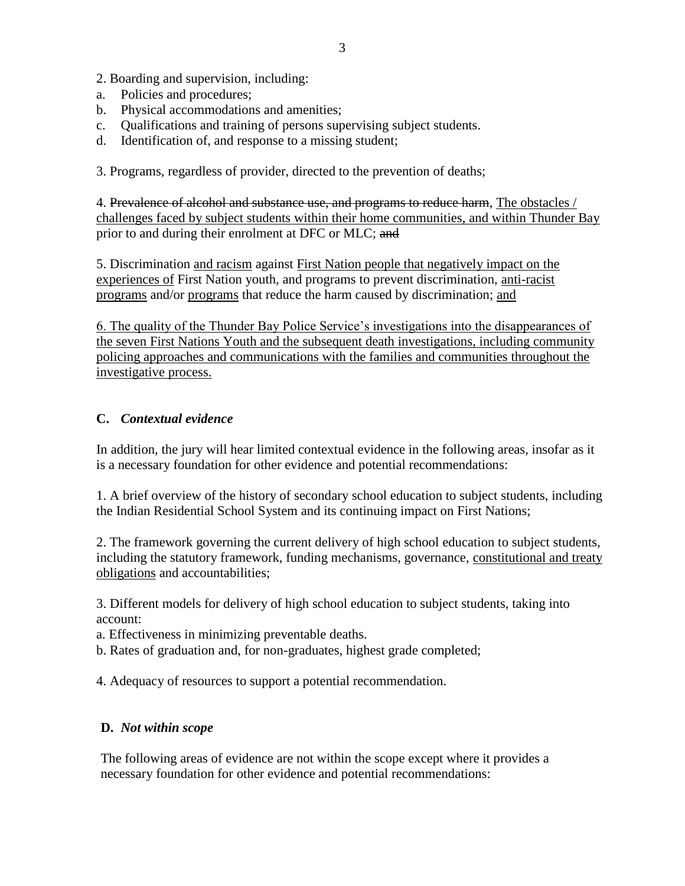2. Boarding and supervision, including:

a. Policies and procedures;
b. Physical accommodations and amenities;
c. Qualifications and training of persons supervising subject students.
d. Identification of, and response to a missing student;

3. Programs, regardless of provider, directed to the prevention of deaths;

4. ~~Prevalence of alcohol and substance use, and programs to reduce harm~~, <u>The obstacles / challenges faced by subject students within their home communities, and within Thunder Bay</u> prior to and during their enrolment at DFC or MLC; ~~and~~

5. Discrimination <u>and racism</u> against <u>First Nation people that negatively impact on the experiences of</u> First Nation youth, and programs to prevent discrimination, <u>anti-racist programs</u> and/or <u>programs</u> that reduce the harm caused by discrimination; <u>and</u>

<u>6. The quality of the Thunder Bay Police Service's investigations into the disappearances of the seven First Nations Youth and the subsequent death investigations, including community policing approaches and communications with the families and communities throughout the investigative process.</u>

### C. *Contextual evidence*

In addition, the jury will hear limited contextual evidence in the following areas, insofar as it is a necessary foundation for other evidence and potential recommendations:

1. A brief overview of the history of secondary school education to subject students, including the Indian Residential School System and its continuing impact on First Nations;

2. The framework governing the current delivery of high school education to subject students, including the statutory framework, funding mechanisms, governance, <u>constitutional and treaty obligations</u> and accountabilities;

3. Different models for delivery of high school education to subject students, taking into account:

a. Effectiveness in minimizing preventable deaths.
b. Rates of graduation and, for non-graduates, highest grade completed;

4. Adequacy of resources to support a potential recommendation.

### D. *Not within scope*

The following areas of evidence are not within the scope except where it provides a necessary foundation for other evidence and potential recommendations: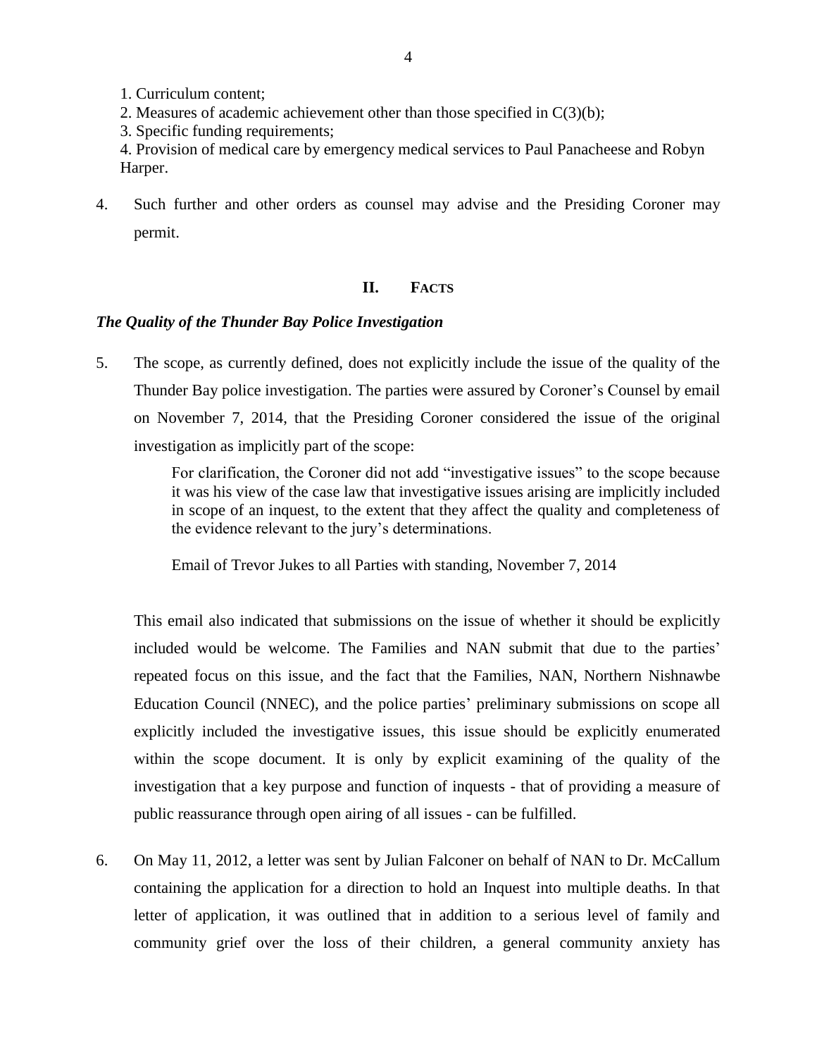1. Curriculum content;
2. Measures of academic achievement other than those specified in C(3)(b);
3. Specific funding requirements;
4. Provision of medical care by emergency medical services to Paul Panacheese and Robyn Harper.

4. Such further and other orders as counsel may advise and the Presiding Coroner may permit.

## II. FACTS

### *The Quality of the Thunder Bay Police Investigation*

5. The scope, as currently defined, does not explicitly include the issue of the quality of the Thunder Bay police investigation. The parties were assured by Coroner's Counsel by email on November 7, 2014, that the Presiding Coroner considered the issue of the original investigation as implicitly part of the scope:

   > For clarification, the Coroner did not add "investigative issues" to the scope because it was his view of the case law that investigative issues arising are implicitly included in scope of an inquest, to the extent that they affect the quality and completeness of the evidence relevant to the jury's determinations.
   >
   > Email of Trevor Jukes to all Parties with standing, November 7, 2014

   This email also indicated that submissions on the issue of whether it should be explicitly included would be welcome. The Families and NAN submit that due to the parties' repeated focus on this issue, and the fact that the Families, NAN, Northern Nishnawbe Education Council (NNEC), and the police parties' preliminary submissions on scope all explicitly included the investigative issues, this issue should be explicitly enumerated within the scope document. It is only by explicit examining of the quality of the investigation that a key purpose and function of inquests - that of providing a measure of public reassurance through open airing of all issues - can be fulfilled.

6. On May 11, 2012, a letter was sent by Julian Falconer on behalf of NAN to Dr. McCallum containing the application for a direction to hold an Inquest into multiple deaths. In that letter of application, it was outlined that in addition to a serious level of family and community grief over the loss of their children, a general community anxiety has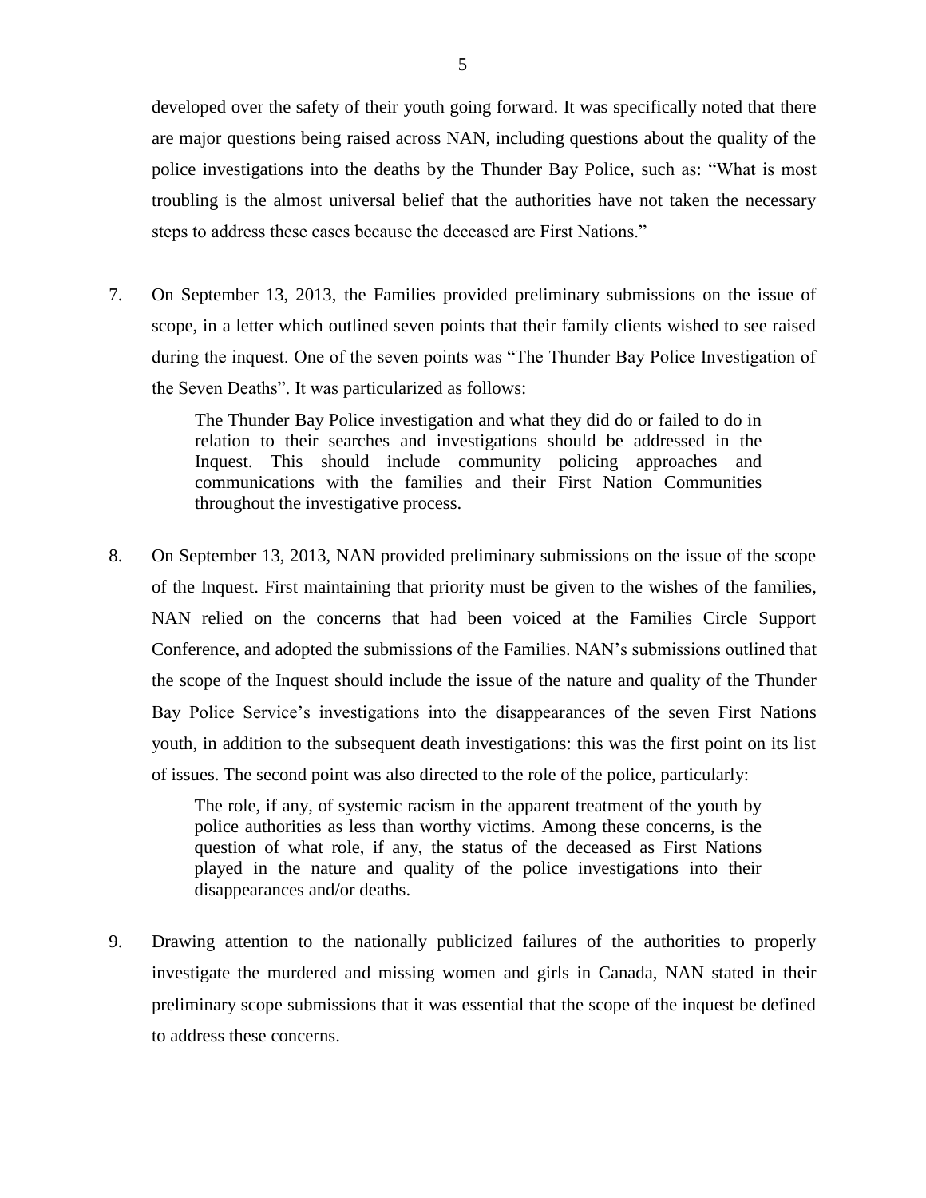developed over the safety of their youth going forward. It was specifically noted that there are major questions being raised across NAN, including questions about the quality of the police investigations into the deaths by the Thunder Bay Police, such as: "What is most troubling is the almost universal belief that the authorities have not taken the necessary steps to address these cases because the deceased are First Nations."

7. On September 13, 2013, the Families provided preliminary submissions on the issue of scope, in a letter which outlined seven points that their family clients wished to see raised during the inquest. One of the seven points was "The Thunder Bay Police Investigation of the Seven Deaths". It was particularized as follows:

   > The Thunder Bay Police investigation and what they did do or failed to do in relation to their searches and investigations should be addressed in the Inquest. This should include community policing approaches and communications with the families and their First Nation Communities throughout the investigative process.

8. On September 13, 2013, NAN provided preliminary submissions on the issue of the scope of the Inquest. First maintaining that priority must be given to the wishes of the families, NAN relied on the concerns that had been voiced at the Families Circle Support Conference, and adopted the submissions of the Families. NAN's submissions outlined that the scope of the Inquest should include the issue of the nature and quality of the Thunder Bay Police Service's investigations into the disappearances of the seven First Nations youth, in addition to the subsequent death investigations: this was the first point on its list of issues. The second point was also directed to the role of the police, particularly:

   > The role, if any, of systemic racism in the apparent treatment of the youth by police authorities as less than worthy victims. Among these concerns, is the question of what role, if any, the status of the deceased as First Nations played in the nature and quality of the police investigations into their disappearances and/or deaths.

9. Drawing attention to the nationally publicized failures of the authorities to properly investigate the murdered and missing women and girls in Canada, NAN stated in their preliminary scope submissions that it was essential that the scope of the inquest be defined to address these concerns.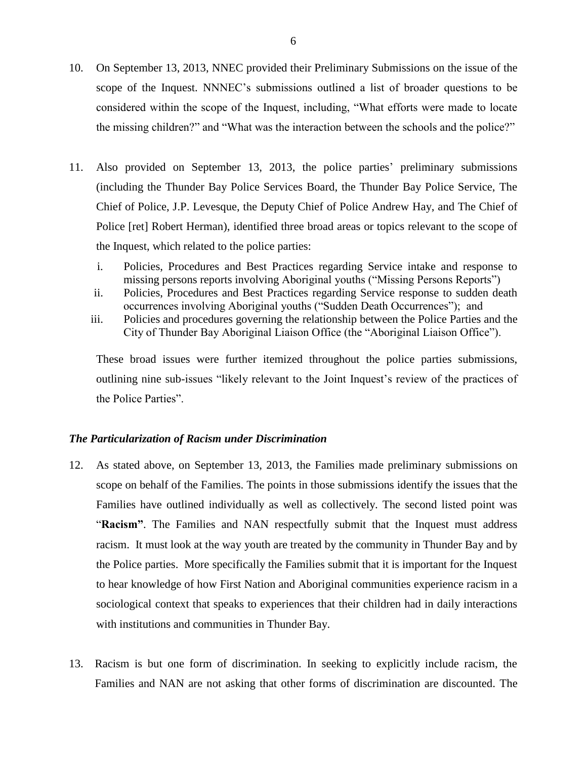10. On September 13, 2013, NNEC provided their Preliminary Submissions on the issue of the scope of the Inquest. NNNEC's submissions outlined a list of broader questions to be considered within the scope of the Inquest, including, "What efforts were made to locate the missing children?" and "What was the interaction between the schools and the police?"

11. Also provided on September 13, 2013, the police parties' preliminary submissions (including the Thunder Bay Police Services Board, the Thunder Bay Police Service, The Chief of Police, J.P. Levesque, the Deputy Chief of Police Andrew Hay, and The Chief of Police [ret] Robert Herman), identified three broad areas or topics relevant to the scope of the Inquest, which related to the police parties:

    i. Policies, Procedures and Best Practices regarding Service intake and response to missing persons reports involving Aboriginal youths ("Missing Persons Reports")
    ii. Policies, Procedures and Best Practices regarding Service response to sudden death occurrences involving Aboriginal youths ("Sudden Death Occurrences"); and
    iii. Policies and procedures governing the relationship between the Police Parties and the City of Thunder Bay Aboriginal Liaison Office (the "Aboriginal Liaison Office").

    These broad issues were further itemized throughout the police parties submissions, outlining nine sub-issues "likely relevant to the Joint Inquest's review of the practices of the Police Parties".

### *The Particularization of Racism under Discrimination*

12. As stated above, on September 13, 2013, the Families made preliminary submissions on scope on behalf of the Families. The points in those submissions identify the issues that the Families have outlined individually as well as collectively. The second listed point was "**Racism**". The Families and NAN respectfully submit that the Inquest must address racism. It must look at the way youth are treated by the community in Thunder Bay and by the Police parties. More specifically the Families submit that it is important for the Inquest to hear knowledge of how First Nation and Aboriginal communities experience racism in a sociological context that speaks to experiences that their children had in daily interactions with institutions and communities in Thunder Bay.

13. Racism is but one form of discrimination. In seeking to explicitly include racism, the Families and NAN are not asking that other forms of discrimination are discounted. The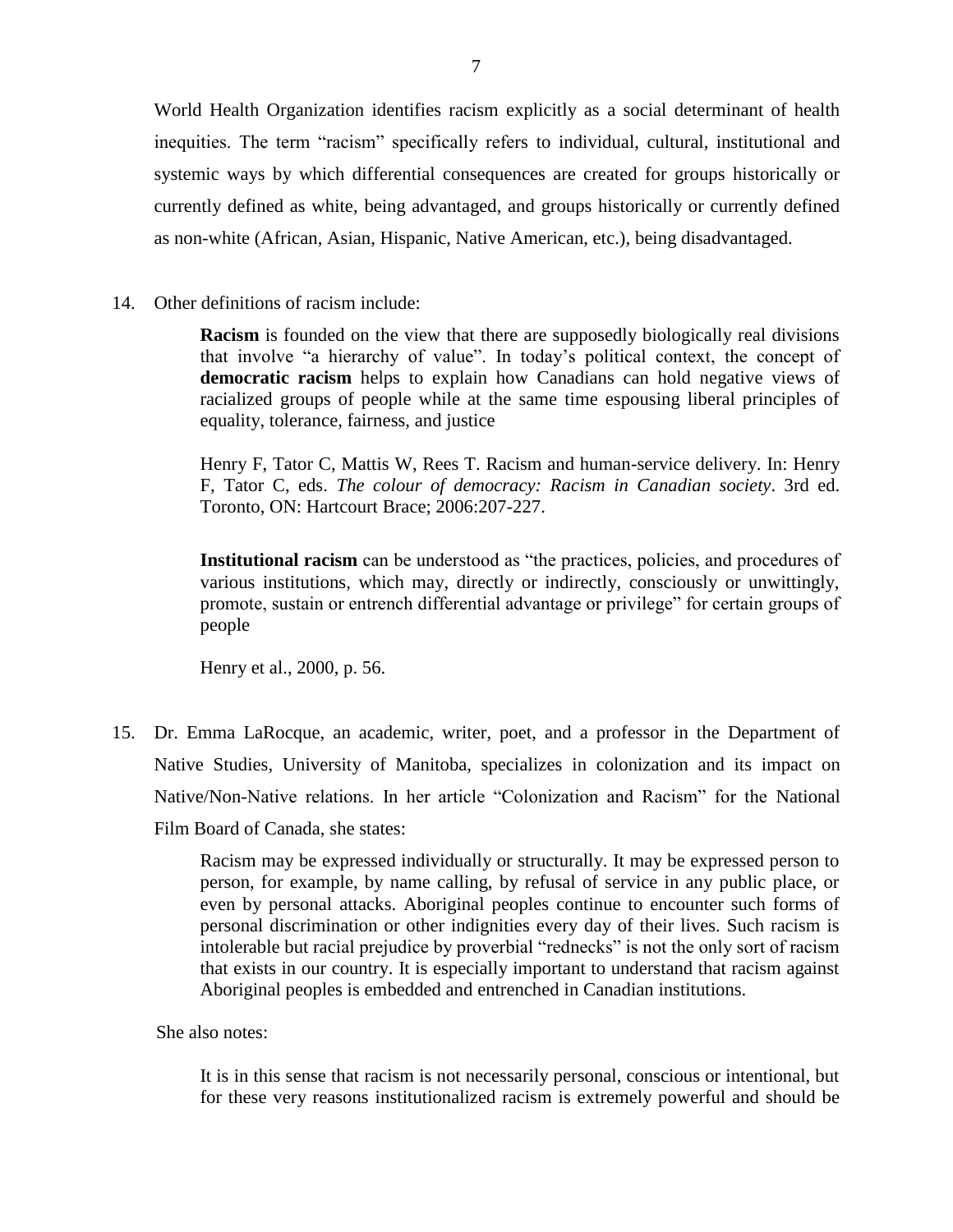World Health Organization identifies racism explicitly as a social determinant of health inequities. The term "racism" specifically refers to individual, cultural, institutional and systemic ways by which differential consequences are created for groups historically or currently defined as white, being advantaged, and groups historically or currently defined as non-white (African, Asian, Hispanic, Native American, etc.), being disadvantaged.

14. Other definitions of racism include:

> **Racism** is founded on the view that there are supposedly biologically real divisions that involve "a hierarchy of value". In today's political context, the concept of **democratic racism** helps to explain how Canadians can hold negative views of racialized groups of people while at the same time espousing liberal principles of equality, tolerance, fairness, and justice
>
> Henry F, Tator C, Mattis W, Rees T. Racism and human-service delivery. In: Henry F, Tator C, eds. *The colour of democracy: Racism in Canadian society*. 3rd ed. Toronto, ON: Hartcourt Brace; 2006:207-227.
>
> **Institutional racism** can be understood as "the practices, policies, and procedures of various institutions, which may, directly or indirectly, consciously or unwittingly, promote, sustain or entrench differential advantage or privilege" for certain groups of people
>
> Henry et al., 2000, p. 56.

15. Dr. Emma LaRocque, an academic, writer, poet, and a professor in the Department of Native Studies, University of Manitoba, specializes in colonization and its impact on Native/Non-Native relations. In her article "Colonization and Racism" for the National Film Board of Canada, she states:

> Racism may be expressed individually or structurally. It may be expressed person to person, for example, by name calling, by refusal of service in any public place, or even by personal attacks. Aboriginal peoples continue to encounter such forms of personal discrimination or other indignities every day of their lives. Such racism is intolerable but racial prejudice by proverbial "rednecks" is not the only sort of racism that exists in our country. It is especially important to understand that racism against Aboriginal peoples is embedded and entrenched in Canadian institutions.

She also notes:

> It is in this sense that racism is not necessarily personal, conscious or intentional, but for these very reasons institutionalized racism is extremely powerful and should be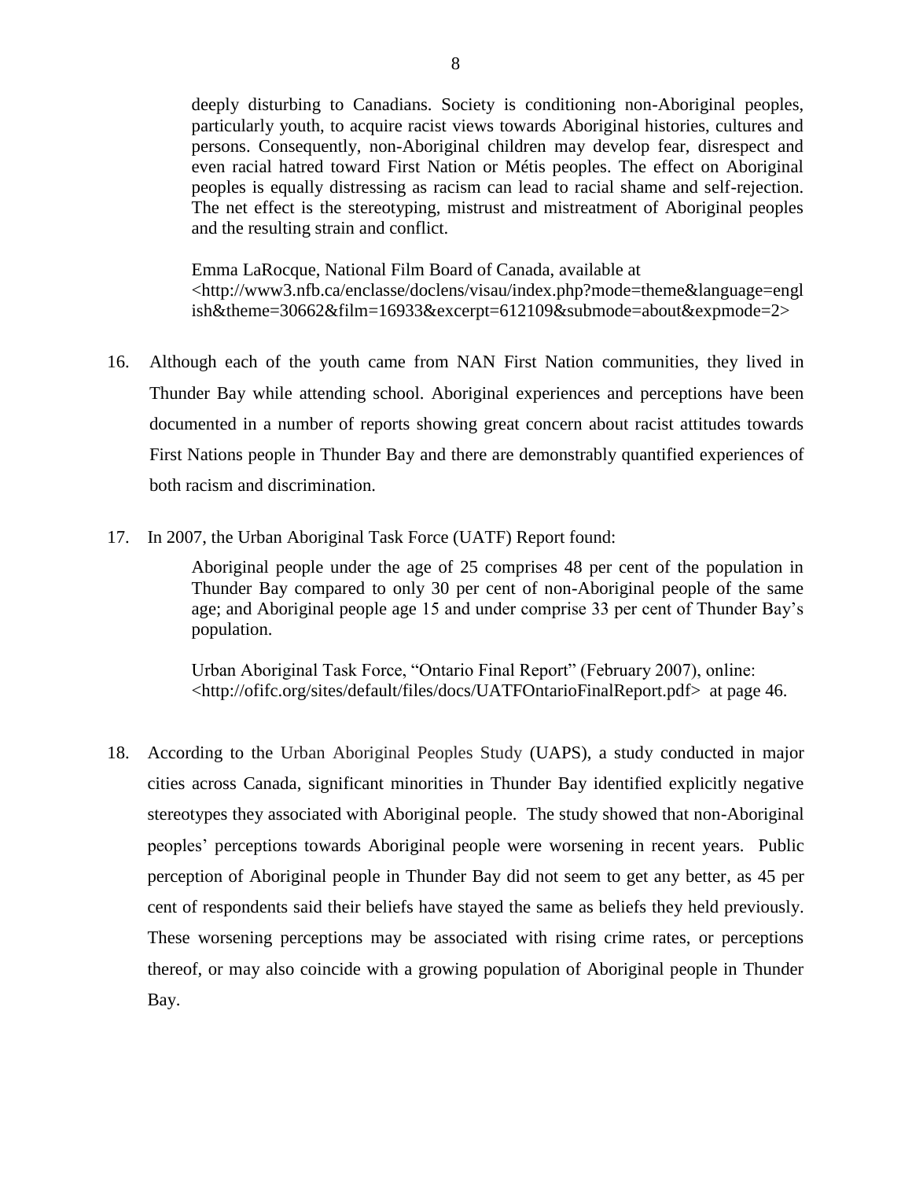> deeply disturbing to Canadians. Society is conditioning non-Aboriginal peoples, particularly youth, to acquire racist views towards Aboriginal histories, cultures and persons. Consequently, non-Aboriginal children may develop fear, disrespect and even racial hatred toward First Nation or Métis peoples. The effect on Aboriginal peoples is equally distressing as racism can lead to racial shame and self-rejection. The net effect is the stereotyping, mistrust and mistreatment of Aboriginal peoples and the resulting strain and conflict.
>
> Emma LaRocque, National Film Board of Canada, available at <http://www3.nfb.ca/enclasse/doclens/visau/index.php?mode=theme&language=english&theme=30662&film=16933&excerpt=612109&submode=about&expmode=2>

16. Although each of the youth came from NAN First Nation communities, they lived in Thunder Bay while attending school. Aboriginal experiences and perceptions have been documented in a number of reports showing great concern about racist attitudes towards First Nations people in Thunder Bay and there are demonstrably quantified experiences of both racism and discrimination.

17. In 2007, the Urban Aboriginal Task Force (UATF) Report found:

> Aboriginal people under the age of 25 comprises 48 per cent of the population in Thunder Bay compared to only 30 per cent of non-Aboriginal people of the same age; and Aboriginal people age 15 and under comprise 33 per cent of Thunder Bay's population.
>
> Urban Aboriginal Task Force, "Ontario Final Report" (February 2007), online: <http://ofifc.org/sites/default/files/docs/UATFOntarioFinalReport.pdf> at page 46.

18. According to the Urban Aboriginal Peoples Study (UAPS), a study conducted in major cities across Canada, significant minorities in Thunder Bay identified explicitly negative stereotypes they associated with Aboriginal people. The study showed that non-Aboriginal peoples' perceptions towards Aboriginal people were worsening in recent years. Public perception of Aboriginal people in Thunder Bay did not seem to get any better, as 45 per cent of respondents said their beliefs have stayed the same as beliefs they held previously. These worsening perceptions may be associated with rising crime rates, or perceptions thereof, or may also coincide with a growing population of Aboriginal people in Thunder Bay.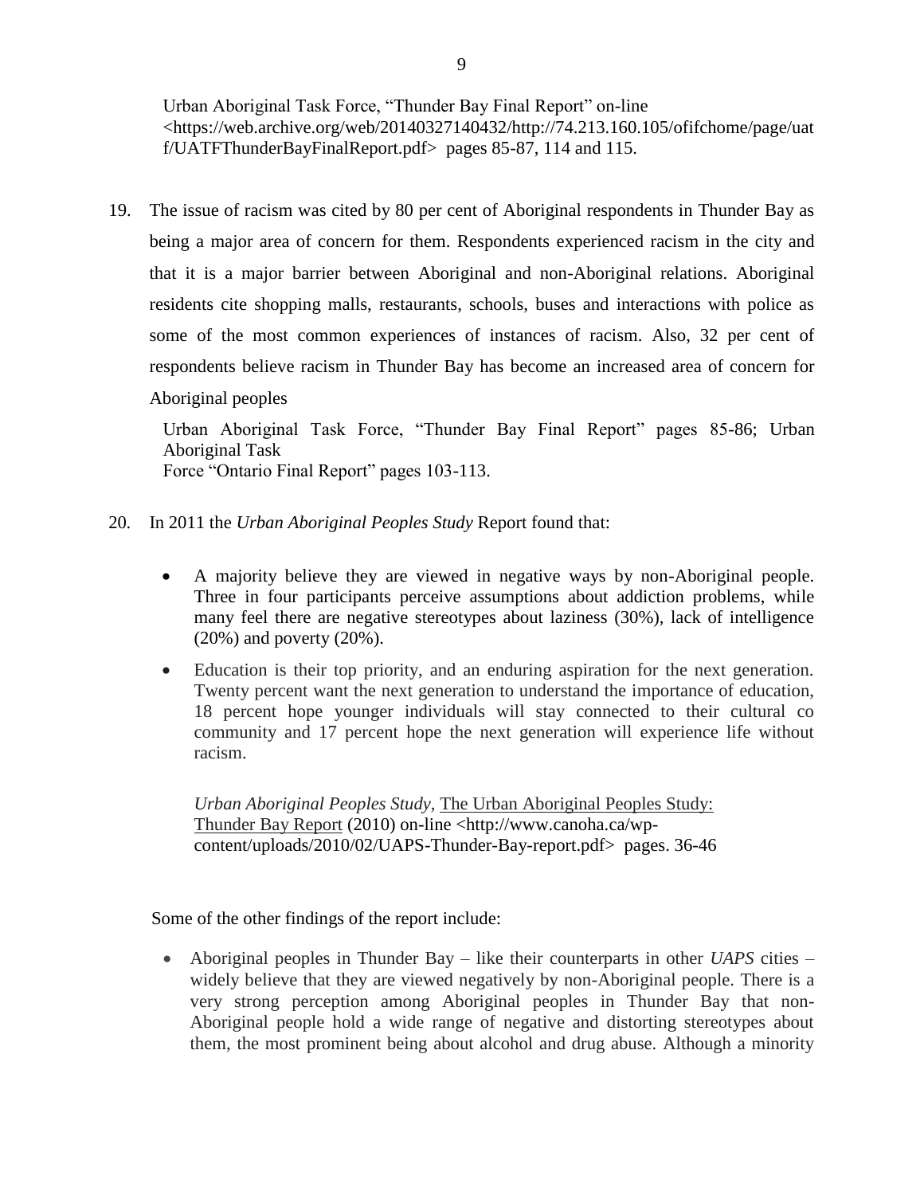Urban Aboriginal Task Force, "Thunder Bay Final Report" on-line <https://web.archive.org/web/20140327140432/http://74.213.160.105/ofifchome/page/uatf/UATFThunderBayFinalReport.pdf> pages 85-87, 114 and 115.

19. The issue of racism was cited by 80 per cent of Aboriginal respondents in Thunder Bay as being a major area of concern for them. Respondents experienced racism in the city and that it is a major barrier between Aboriginal and non-Aboriginal relations. Aboriginal residents cite shopping malls, restaurants, schools, buses and interactions with police as some of the most common experiences of instances of racism. Also, 32 per cent of respondents believe racism in Thunder Bay has become an increased area of concern for Aboriginal peoples

    Urban Aboriginal Task Force, "Thunder Bay Final Report" pages 85-86; Urban Aboriginal Task
    Force "Ontario Final Report" pages 103-113.

20. In 2011 the *Urban Aboriginal Peoples Study* Report found that:

    - A majority believe they are viewed in negative ways by non-Aboriginal people. Three in four participants perceive assumptions about addiction problems, while many feel there are negative stereotypes about laziness (30%), lack of intelligence (20%) and poverty (20%).
    - Education is their top priority, and an enduring aspiration for the next generation. Twenty percent want the next generation to understand the importance of education, 18 percent hope younger individuals will stay connected to their cultural co community and 17 percent hope the next generation will experience life without racism.

    *Urban Aboriginal Peoples Study,* The Urban Aboriginal Peoples Study: Thunder Bay Report (2010) on-line <http://www.canoha.ca/wp-content/uploads/2010/02/UAPS-Thunder-Bay-report.pdf> pages. 36-46

Some of the other findings of the report include:

- Aboriginal peoples in Thunder Bay – like their counterparts in other *UAPS* cities – widely believe that they are viewed negatively by non-Aboriginal people. There is a very strong perception among Aboriginal peoples in Thunder Bay that non-Aboriginal people hold a wide range of negative and distorting stereotypes about them, the most prominent being about alcohol and drug abuse. Although a minority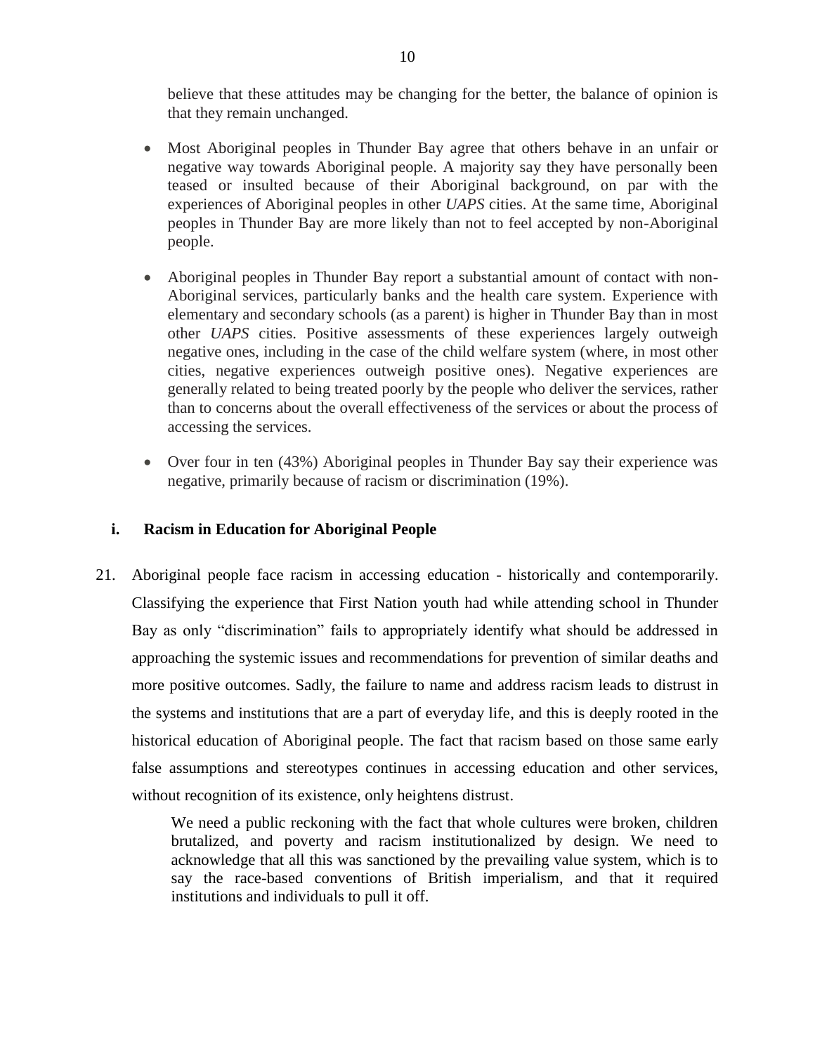believe that these attitudes may be changing for the better, the balance of opinion is that they remain unchanged.

- Most Aboriginal peoples in Thunder Bay agree that others behave in an unfair or negative way towards Aboriginal people. A majority say they have personally been teased or insulted because of their Aboriginal background, on par with the experiences of Aboriginal peoples in other *UAPS* cities. At the same time, Aboriginal peoples in Thunder Bay are more likely than not to feel accepted by non-Aboriginal people.

- Aboriginal peoples in Thunder Bay report a substantial amount of contact with non-Aboriginal services, particularly banks and the health care system. Experience with elementary and secondary schools (as a parent) is higher in Thunder Bay than in most other *UAPS* cities. Positive assessments of these experiences largely outweigh negative ones, including in the case of the child welfare system (where, in most other cities, negative experiences outweigh positive ones). Negative experiences are generally related to being treated poorly by the people who deliver the services, rather than to concerns about the overall effectiveness of the services or about the process of accessing the services.

- Over four in ten (43%) Aboriginal peoples in Thunder Bay say their experience was negative, primarily because of racism or discrimination (19%).

### i. Racism in Education for Aboriginal People

21. Aboriginal people face racism in accessing education - historically and contemporarily. Classifying the experience that First Nation youth had while attending school in Thunder Bay as only "discrimination" fails to appropriately identify what should be addressed in approaching the systemic issues and recommendations for prevention of similar deaths and more positive outcomes. Sadly, the failure to name and address racism leads to distrust in the systems and institutions that are a part of everyday life, and this is deeply rooted in the historical education of Aboriginal people. The fact that racism based on those same early false assumptions and stereotypes continues in accessing education and other services, without recognition of its existence, only heightens distrust.

> We need a public reckoning with the fact that whole cultures were broken, children brutalized, and poverty and racism institutionalized by design. We need to acknowledge that all this was sanctioned by the prevailing value system, which is to say the race-based conventions of British imperialism, and that it required institutions and individuals to pull it off.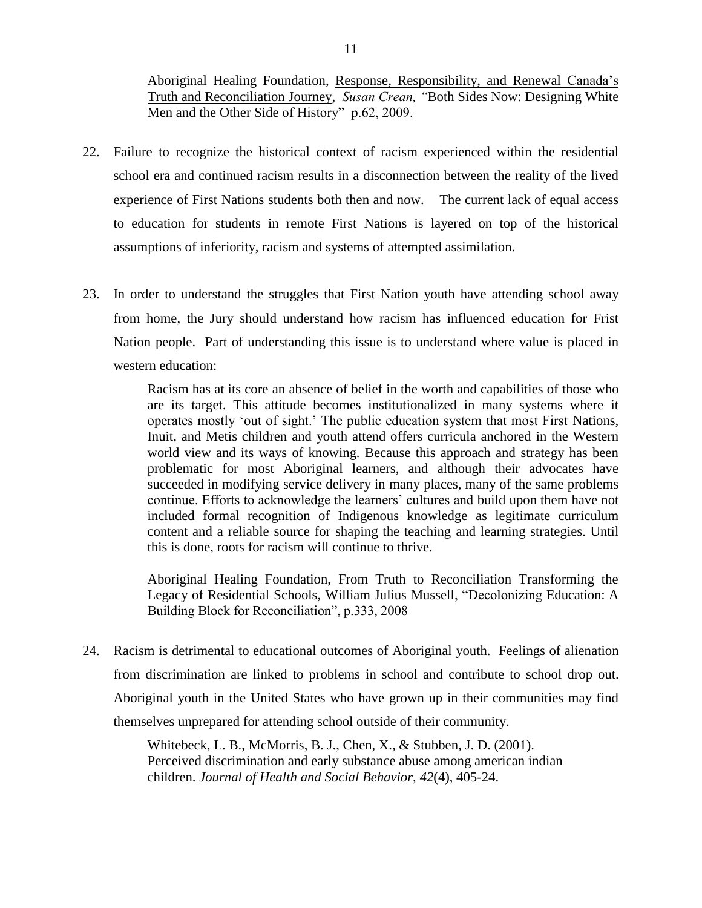Aboriginal Healing Foundation, Response, Responsibility, and Renewal Canada's Truth and Reconciliation Journey, *Susan Crean, "*Both Sides Now: Designing White Men and the Other Side of History" p.62, 2009.

22. Failure to recognize the historical context of racism experienced within the residential school era and continued racism results in a disconnection between the reality of the lived experience of First Nations students both then and now. The current lack of equal access to education for students in remote First Nations is layered on top of the historical assumptions of inferiority, racism and systems of attempted assimilation.

23. In order to understand the struggles that First Nation youth have attending school away from home, the Jury should understand how racism has influenced education for Frist Nation people. Part of understanding this issue is to understand where value is placed in western education:

    > Racism has at its core an absence of belief in the worth and capabilities of those who are its target. This attitude becomes institutionalized in many systems where it operates mostly 'out of sight.' The public education system that most First Nations, Inuit, and Metis children and youth attend offers curricula anchored in the Western world view and its ways of knowing. Because this approach and strategy has been problematic for most Aboriginal learners, and although their advocates have succeeded in modifying service delivery in many places, many of the same problems continue. Efforts to acknowledge the learners' cultures and build upon them have not included formal recognition of Indigenous knowledge as legitimate curriculum content and a reliable source for shaping the teaching and learning strategies. Until this is done, roots for racism will continue to thrive.
    >
    > Aboriginal Healing Foundation, From Truth to Reconciliation Transforming the Legacy of Residential Schools, William Julius Mussell, "Decolonizing Education: A Building Block for Reconciliation", p.333, 2008

24. Racism is detrimental to educational outcomes of Aboriginal youth. Feelings of alienation from discrimination are linked to problems in school and contribute to school drop out. Aboriginal youth in the United States who have grown up in their communities may find themselves unprepared for attending school outside of their community.

    > Whitebeck, L. B., McMorris, B. J., Chen, X., & Stubben, J. D. (2001). Perceived discrimination and early substance abuse among american indian children. *Journal of Health and Social Behavior, 42*(4), 405-24.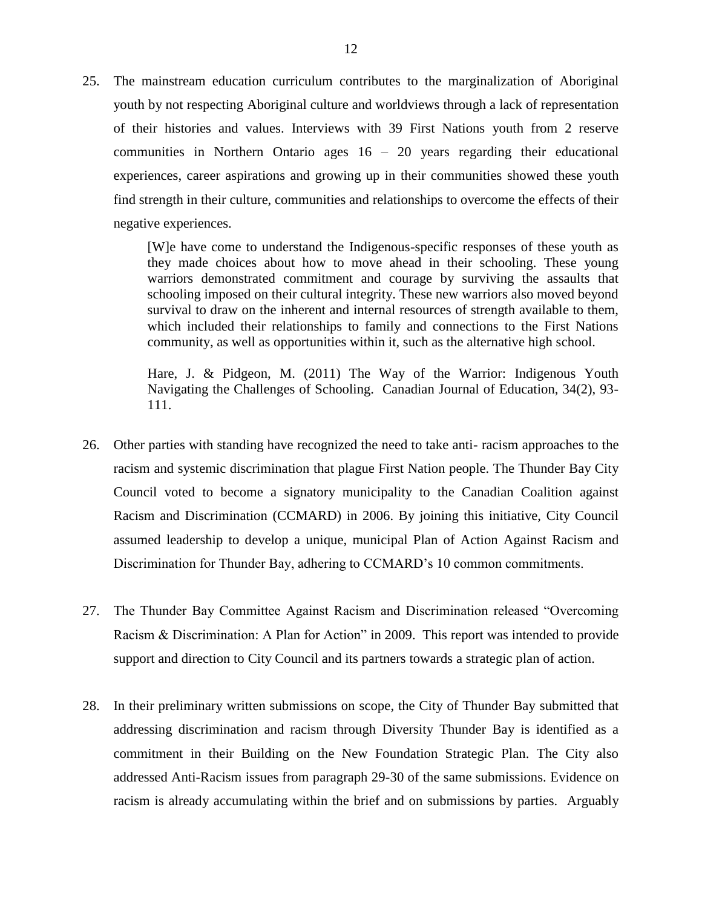25. The mainstream education curriculum contributes to the marginalization of Aboriginal youth by not respecting Aboriginal culture and worldviews through a lack of representation of their histories and values. Interviews with 39 First Nations youth from 2 reserve communities in Northern Ontario ages 16 – 20 years regarding their educational experiences, career aspirations and growing up in their communities showed these youth find strength in their culture, communities and relationships to overcome the effects of their negative experiences.

    > [W]e have come to understand the Indigenous-specific responses of these youth as they made choices about how to move ahead in their schooling. These young warriors demonstrated commitment and courage by surviving the assaults that schooling imposed on their cultural integrity. These new warriors also moved beyond survival to draw on the inherent and internal resources of strength available to them, which included their relationships to family and connections to the First Nations community, as well as opportunities within it, such as the alternative high school.
    >
    > Hare, J. & Pidgeon, M. (2011) The Way of the Warrior: Indigenous Youth Navigating the Challenges of Schooling. Canadian Journal of Education, 34(2), 93-111.

26. Other parties with standing have recognized the need to take anti- racism approaches to the racism and systemic discrimination that plague First Nation people. The Thunder Bay City Council voted to become a signatory municipality to the Canadian Coalition against Racism and Discrimination (CCMARD) in 2006. By joining this initiative, City Council assumed leadership to develop a unique, municipal Plan of Action Against Racism and Discrimination for Thunder Bay, adhering to CCMARD's 10 common commitments.

27. The Thunder Bay Committee Against Racism and Discrimination released "Overcoming Racism & Discrimination: A Plan for Action" in 2009. This report was intended to provide support and direction to City Council and its partners towards a strategic plan of action.

28. In their preliminary written submissions on scope, the City of Thunder Bay submitted that addressing discrimination and racism through Diversity Thunder Bay is identified as a commitment in their Building on the New Foundation Strategic Plan. The City also addressed Anti-Racism issues from paragraph 29-30 of the same submissions. Evidence on racism is already accumulating within the brief and on submissions by parties. Arguably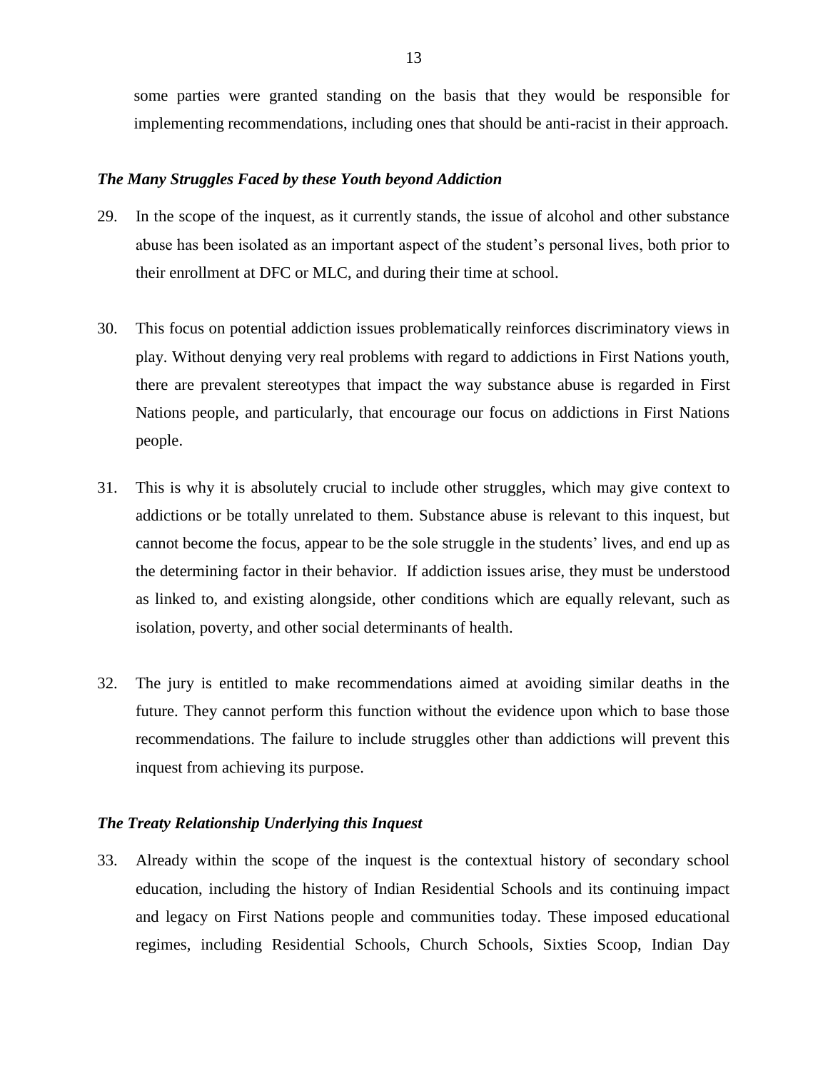some parties were granted standing on the basis that they would be responsible for implementing recommendations, including ones that should be anti-racist in their approach.

### *The Many Struggles Faced by these Youth beyond Addiction*

29. In the scope of the inquest, as it currently stands, the issue of alcohol and other substance abuse has been isolated as an important aspect of the student's personal lives, both prior to their enrollment at DFC or MLC, and during their time at school.

30. This focus on potential addiction issues problematically reinforces discriminatory views in play. Without denying very real problems with regard to addictions in First Nations youth, there are prevalent stereotypes that impact the way substance abuse is regarded in First Nations people, and particularly, that encourage our focus on addictions in First Nations people.

31. This is why it is absolutely crucial to include other struggles, which may give context to addictions or be totally unrelated to them. Substance abuse is relevant to this inquest, but cannot become the focus, appear to be the sole struggle in the students' lives, and end up as the determining factor in their behavior. If addiction issues arise, they must be understood as linked to, and existing alongside, other conditions which are equally relevant, such as isolation, poverty, and other social determinants of health.

32. The jury is entitled to make recommendations aimed at avoiding similar deaths in the future. They cannot perform this function without the evidence upon which to base those recommendations. The failure to include struggles other than addictions will prevent this inquest from achieving its purpose.

### *The Treaty Relationship Underlying this Inquest*

33. Already within the scope of the inquest is the contextual history of secondary school education, including the history of Indian Residential Schools and its continuing impact and legacy on First Nations people and communities today. These imposed educational regimes, including Residential Schools, Church Schools, Sixties Scoop, Indian Day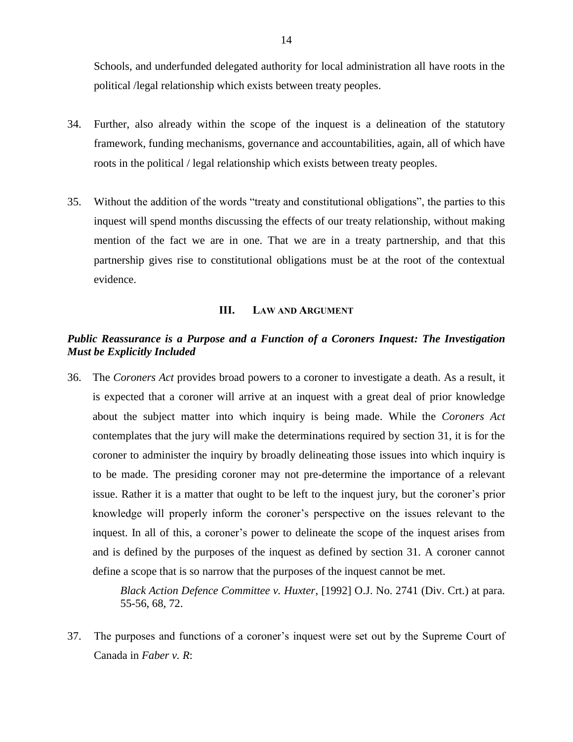Schools, and underfunded delegated authority for local administration all have roots in the political /legal relationship which exists between treaty peoples.

34. Further, also already within the scope of the inquest is a delineation of the statutory framework, funding mechanisms, governance and accountabilities, again, all of which have roots in the political / legal relationship which exists between treaty peoples.

35. Without the addition of the words "treaty and constitutional obligations", the parties to this inquest will spend months discussing the effects of our treaty relationship, without making mention of the fact we are in one. That we are in a treaty partnership, and that this partnership gives rise to constitutional obligations must be at the root of the contextual evidence.

## III. LAW AND ARGUMENT

### *Public Reassurance is a Purpose and a Function of a Coroners Inquest: The Investigation Must be Explicitly Included*

36. The *Coroners Act* provides broad powers to a coroner to investigate a death. As a result, it is expected that a coroner will arrive at an inquest with a great deal of prior knowledge about the subject matter into which inquiry is being made. While the *Coroners Act* contemplates that the jury will make the determinations required by section 31, it is for the coroner to administer the inquiry by broadly delineating those issues into which inquiry is to be made. The presiding coroner may not pre-determine the importance of a relevant issue. Rather it is a matter that ought to be left to the inquest jury, but the coroner's prior knowledge will properly inform the coroner's perspective on the issues relevant to the inquest. In all of this, a coroner's power to delineate the scope of the inquest arises from and is defined by the purposes of the inquest as defined by section 31. A coroner cannot define a scope that is so narrow that the purposes of the inquest cannot be met.

    *Black Action Defence Committee v. Huxter*, [1992] O.J. No. 2741 (Div. Crt.) at para. 55-56, 68, 72.

37. The purposes and functions of a coroner's inquest were set out by the Supreme Court of Canada in *Faber v. R*: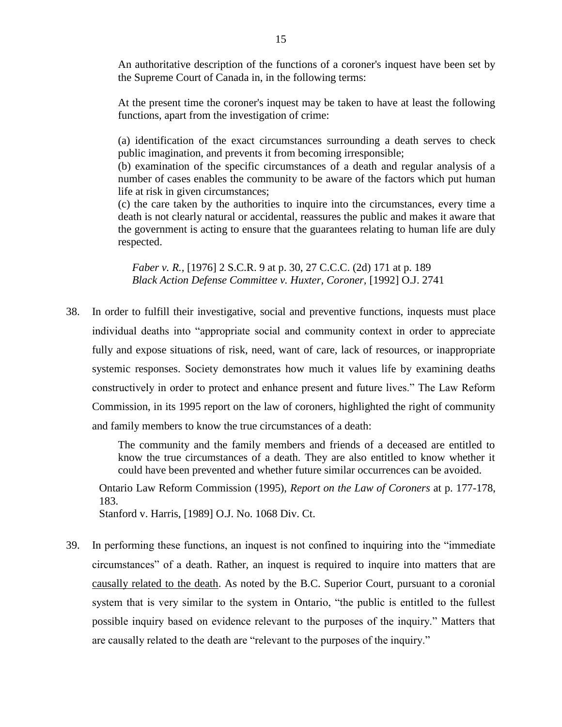> An authoritative description of the functions of a coroner's inquest have been set by the Supreme Court of Canada in, in the following terms:
>
> At the present time the coroner's inquest may be taken to have at least the following functions, apart from the investigation of crime:
>
> (a) identification of the exact circumstances surrounding a death serves to check public imagination, and prevents it from becoming irresponsible;
> (b) examination of the specific circumstances of a death and regular analysis of a number of cases enables the community to be aware of the factors which put human life at risk in given circumstances;
> (c) the care taken by the authorities to inquire into the circumstances, every time a death is not clearly natural or accidental, reassures the public and makes it aware that the government is acting to ensure that the guarantees relating to human life are duly respected.
>
> *Faber v. R.*, [1976] 2 S.C.R. 9 at p. 30, 27 C.C.C. (2d) 171 at p. 189
> *Black Action Defense Committee v. Huxter, Coroner*, [1992] O.J. 2741

38. In order to fulfill their investigative, social and preventive functions, inquests must place individual deaths into "appropriate social and community context in order to appreciate fully and expose situations of risk, need, want of care, lack of resources, or inappropriate systemic responses. Society demonstrates how much it values life by examining deaths constructively in order to protect and enhance present and future lives." The Law Reform Commission, in its 1995 report on the law of coroners, highlighted the right of community and family members to know the true circumstances of a death:

> The community and the family members and friends of a deceased are entitled to know the true circumstances of a death. They are also entitled to know whether it could have been prevented and whether future similar occurrences can be avoided.

Ontario Law Reform Commission (1995), *Report on the Law of Coroners* at p. 177-178, 183.
Stanford v. Harris, [1989] O.J. No. 1068 Div. Ct.

39. In performing these functions, an inquest is not confined to inquiring into the "immediate circumstances" of a death. Rather, an inquest is required to inquire into matters that are causally related to the death. As noted by the B.C. Superior Court, pursuant to a coronial system that is very similar to the system in Ontario, "the public is entitled to the fullest possible inquiry based on evidence relevant to the purposes of the inquiry." Matters that are causally related to the death are "relevant to the purposes of the inquiry."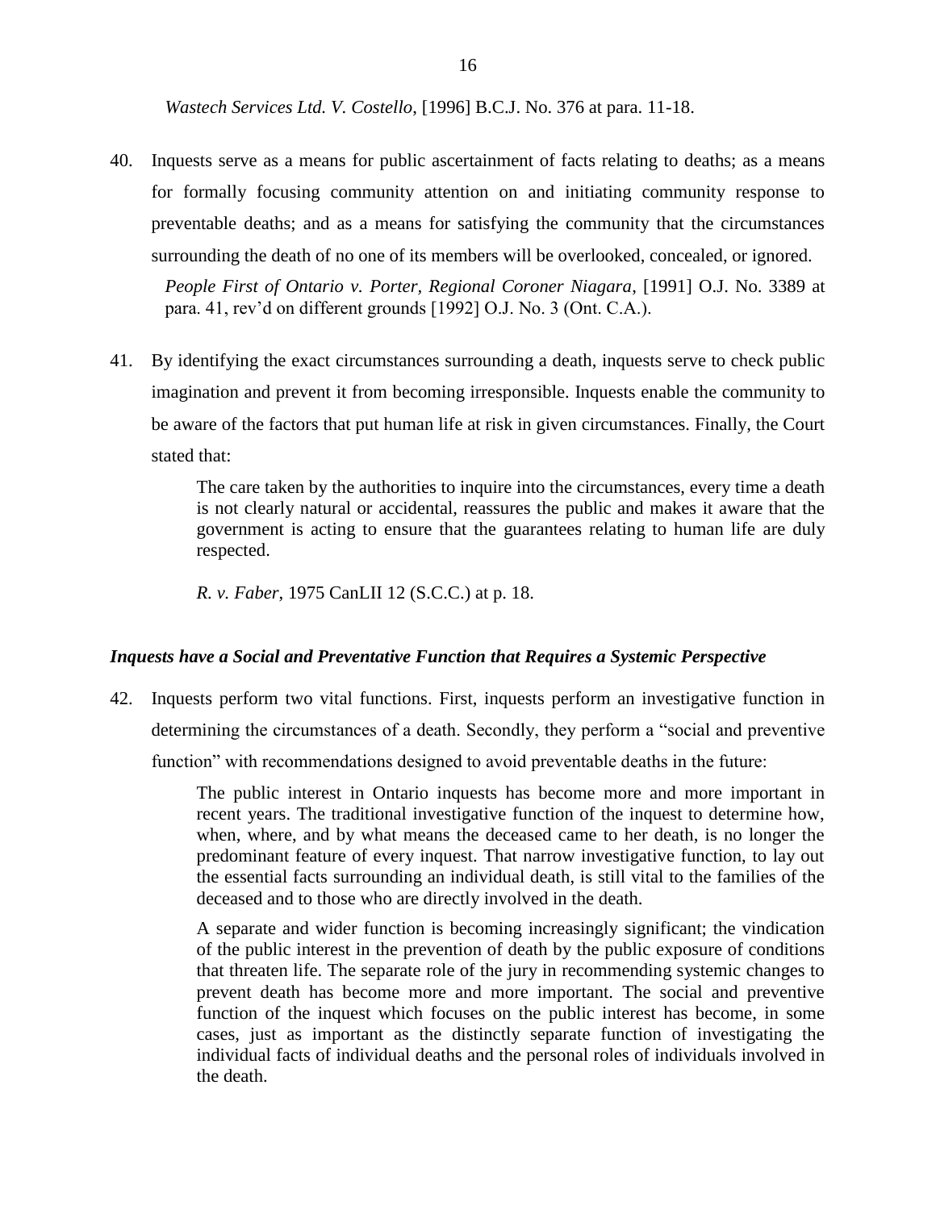*Wastech Services Ltd. V. Costello*, [1996] B.C.J. No. 376 at para. 11-18.

40. Inquests serve as a means for public ascertainment of facts relating to deaths; as a means for formally focusing community attention on and initiating community response to preventable deaths; and as a means for satisfying the community that the circumstances surrounding the death of no one of its members will be overlooked, concealed, or ignored.

> *People First of Ontario v. Porter, Regional Coroner Niagara*, [1991] O.J. No. 3389 at para. 41, rev'd on different grounds [1992] O.J. No. 3 (Ont. C.A.).

41. By identifying the exact circumstances surrounding a death, inquests serve to check public imagination and prevent it from becoming irresponsible. Inquests enable the community to be aware of the factors that put human life at risk in given circumstances. Finally, the Court stated that:

> The care taken by the authorities to inquire into the circumstances, every time a death is not clearly natural or accidental, reassures the public and makes it aware that the government is acting to ensure that the guarantees relating to human life are duly respected.
>
> *R. v. Faber*, 1975 CanLII 12 (S.C.C.) at p. 18.

***Inquests have a Social and Preventative Function that Requires a Systemic Perspective***

42. Inquests perform two vital functions. First, inquests perform an investigative function in determining the circumstances of a death. Secondly, they perform a "social and preventive function" with recommendations designed to avoid preventable deaths in the future:

> The public interest in Ontario inquests has become more and more important in recent years. The traditional investigative function of the inquest to determine how, when, where, and by what means the deceased came to her death, is no longer the predominant feature of every inquest. That narrow investigative function, to lay out the essential facts surrounding an individual death, is still vital to the families of the deceased and to those who are directly involved in the death.
>
> A separate and wider function is becoming increasingly significant; the vindication of the public interest in the prevention of death by the public exposure of conditions that threaten life. The separate role of the jury in recommending systemic changes to prevent death has become more and more important. The social and preventive function of the inquest which focuses on the public interest has become, in some cases, just as important as the distinctly separate function of investigating the individual facts of individual deaths and the personal roles of individuals involved in the death.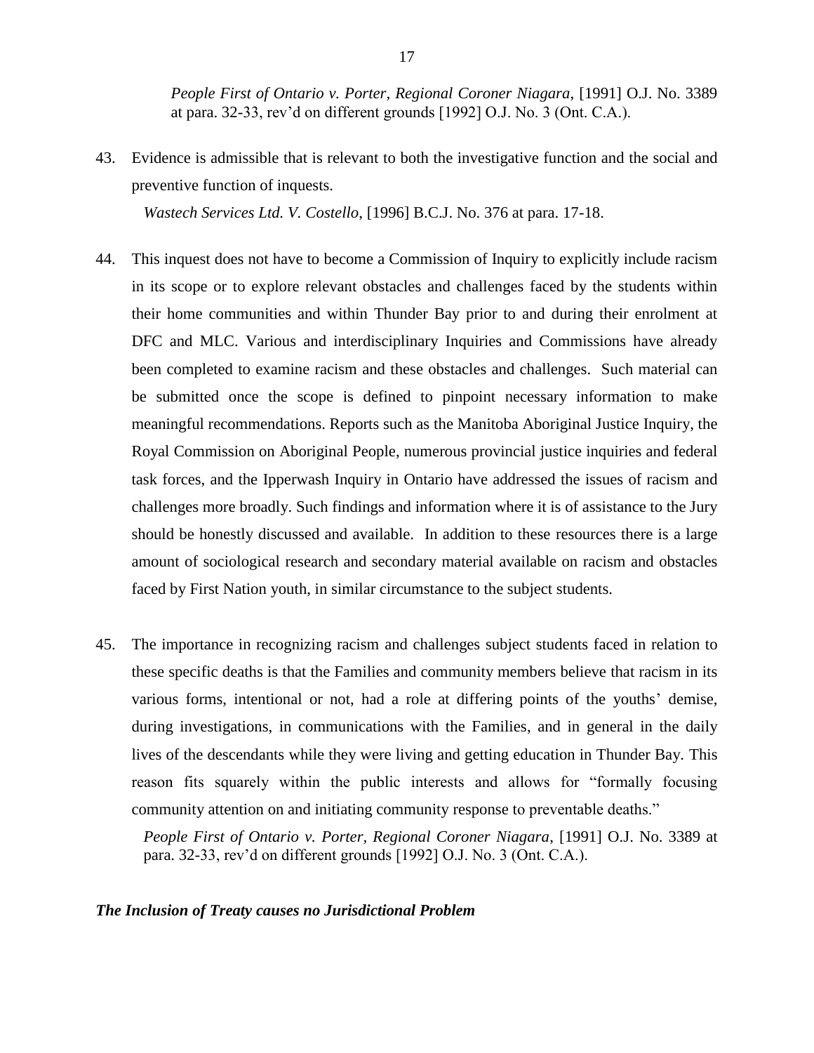*People First of Ontario v. Porter, Regional Coroner Niagara*, [1991] O.J. No. 3389 at para. 32-33, rev'd on different grounds [1992] O.J. No. 3 (Ont. C.A.).

43. Evidence is admissible that is relevant to both the investigative function and the social and preventive function of inquests.

*Wastech Services Ltd. V. Costello*, [1996] B.C.J. No. 376 at para. 17-18.

44. This inquest does not have to become a Commission of Inquiry to explicitly include racism in its scope or to explore relevant obstacles and challenges faced by the students within their home communities and within Thunder Bay prior to and during their enrolment at DFC and MLC. Various and interdisciplinary Inquiries and Commissions have already been completed to examine racism and these obstacles and challenges. Such material can be submitted once the scope is defined to pinpoint necessary information to make meaningful recommendations. Reports such as the Manitoba Aboriginal Justice Inquiry, the Royal Commission on Aboriginal People, numerous provincial justice inquiries and federal task forces, and the Ipperwash Inquiry in Ontario have addressed the issues of racism and challenges more broadly. Such findings and information where it is of assistance to the Jury should be honestly discussed and available. In addition to these resources there is a large amount of sociological research and secondary material available on racism and obstacles faced by First Nation youth, in similar circumstance to the subject students.

45. The importance in recognizing racism and challenges subject students faced in relation to these specific deaths is that the Families and community members believe that racism in its various forms, intentional or not, had a role at differing points of the youths' demise, during investigations, in communications with the Families, and in general in the daily lives of the descendants while they were living and getting education in Thunder Bay. This reason fits squarely within the public interests and allows for "formally focusing community attention on and initiating community response to preventable deaths."

*People First of Ontario v. Porter, Regional Coroner Niagara*, [1991] O.J. No. 3389 at para. 32-33, rev'd on different grounds [1992] O.J. No. 3 (Ont. C.A.).

***The Inclusion of Treaty causes no Jurisdictional Problem***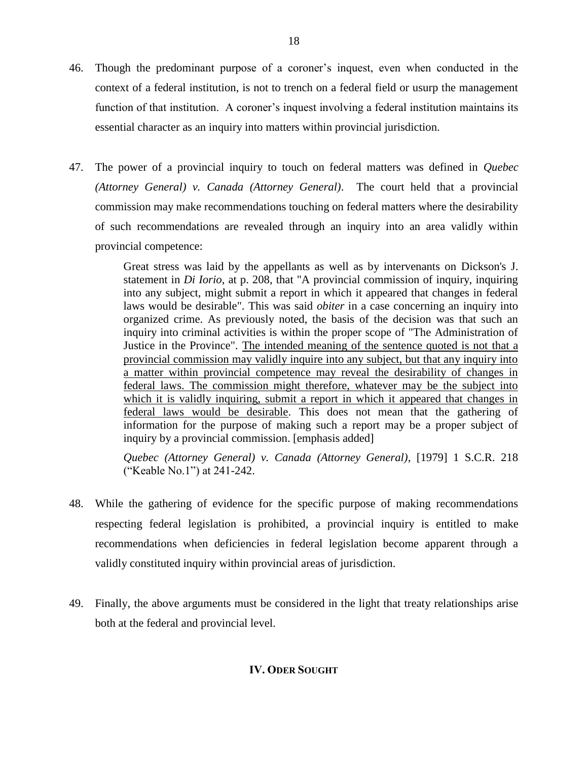46. Though the predominant purpose of a coroner's inquest, even when conducted in the context of a federal institution, is not to trench on a federal field or usurp the management function of that institution. A coroner's inquest involving a federal institution maintains its essential character as an inquiry into matters within provincial jurisdiction.

47. The power of a provincial inquiry to touch on federal matters was defined in *Quebec (Attorney General) v. Canada (Attorney General)*. The court held that a provincial commission may make recommendations touching on federal matters where the desirability of such recommendations are revealed through an inquiry into an area validly within provincial competence:

> Great stress was laid by the appellants as well as by intervenants on Dickson's J. statement in *Di Iorio*, at p. 208, that "A provincial commission of inquiry, inquiring into any subject, might submit a report in which it appeared that changes in federal laws would be desirable". This was said *obiter* in a case concerning an inquiry into organized crime. As previously noted, the basis of the decision was that such an inquiry into criminal activities is within the proper scope of "The Administration of Justice in the Province". <u>The intended meaning of the sentence quoted is not that a provincial commission may validly inquire into any subject, but that any inquiry into a matter within provincial competence may reveal the desirability of changes in federal laws. The commission might therefore, whatever may be the subject into which it is validly inquiring, submit a report in which it appeared that changes in federal laws would be desirable</u>. This does not mean that the gathering of information for the purpose of making such a report may be a proper subject of inquiry by a provincial commission. [emphasis added]
>
> *Quebec (Attorney General) v. Canada (Attorney General)*, [1979] 1 S.C.R. 218 ("Keable No.1") at 241-242.

48. While the gathering of evidence for the specific purpose of making recommendations respecting federal legislation is prohibited, a provincial inquiry is entitled to make recommendations when deficiencies in federal legislation become apparent through a validly constituted inquiry within provincial areas of jurisdiction.

49. Finally, the above arguments must be considered in the light that treaty relationships arise both at the federal and provincial level.

## IV. ODER SOUGHT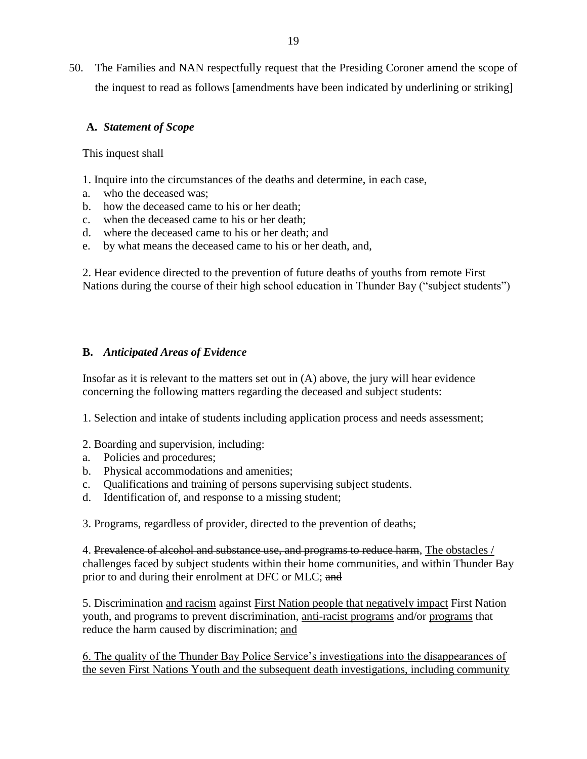50. The Families and NAN respectfully request that the Presiding Coroner amend the scope of the inquest to read as follows [amendments have been indicated by underlining or striking]

**A.** ***Statement of Scope***

This inquest shall

1. Inquire into the circumstances of the deaths and determine, in each case,
   a. who the deceased was;
   b. how the deceased came to his or her death;
   c. when the deceased came to his or her death;
   d. where the deceased came to his or her death; and
   e. by what means the deceased came to his or her death, and,

2. Hear evidence directed to the prevention of future deaths of youths from remote First Nations during the course of their high school education in Thunder Bay ("subject students")

**B.** ***Anticipated Areas of Evidence***

Insofar as it is relevant to the matters set out in (A) above, the jury will hear evidence concerning the following matters regarding the deceased and subject students:

1. Selection and intake of students including application process and needs assessment;

2. Boarding and supervision, including:
   a. Policies and procedures;
   b. Physical accommodations and amenities;
   c. Qualifications and training of persons supervising subject students.
   d. Identification of, and response to a missing student;

3. Programs, regardless of provider, directed to the prevention of deaths;

4. ~~Prevalence of alcohol and substance use, and programs to reduce harm~~, <u>The obstacles / challenges faced by subject students within their home communities, and within Thunder Bay</u> prior to and during their enrolment at DFC or MLC; ~~and~~

5. Discrimination <u>and racism</u> against <u>First Nation people that negatively impact</u> First Nation youth, and programs to prevent discrimination, <u>anti-racist programs</u> and/or <u>programs</u> that reduce the harm caused by discrimination; <u>and</u>

<u>6. The quality of the Thunder Bay Police Service's investigations into the disappearances of the seven First Nations Youth and the subsequent death investigations, including community</u>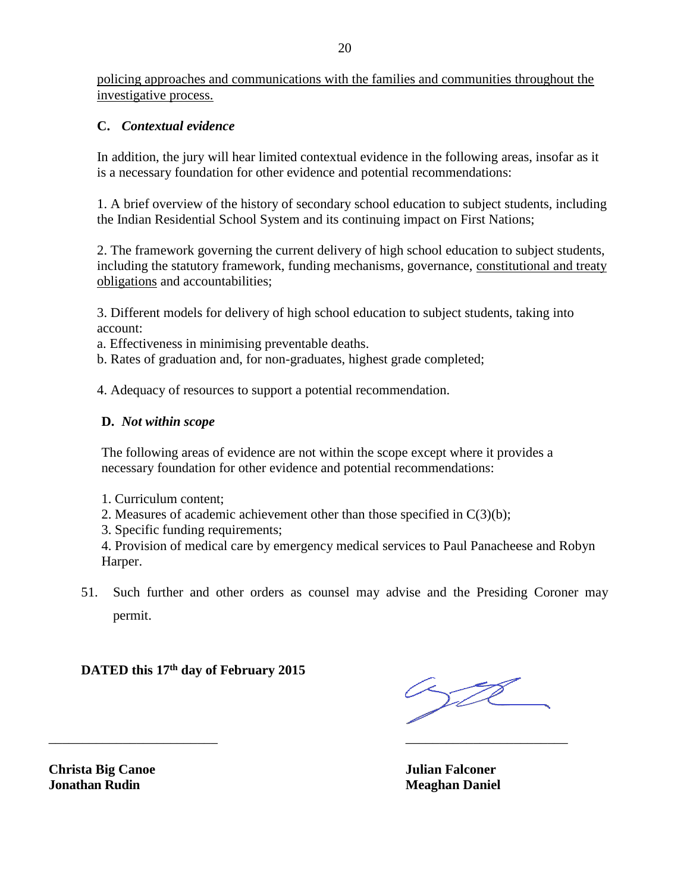<u>policing approaches and communications with the families and communities throughout the investigative process.</u>

**C.** ***Contextual evidence***

In addition, the jury will hear limited contextual evidence in the following areas, insofar as it is a necessary foundation for other evidence and potential recommendations:

1. A brief overview of the history of secondary school education to subject students, including the Indian Residential School System and its continuing impact on First Nations;

2. The framework governing the current delivery of high school education to subject students, including the statutory framework, funding mechanisms, governance, <u>constitutional and treaty obligations</u> and accountabilities;

3. Different models for delivery of high school education to subject students, taking into account:
a. Effectiveness in minimising preventable deaths.
b. Rates of graduation and, for non-graduates, highest grade completed;

4. Adequacy of resources to support a potential recommendation.

**D.** ***Not within scope***

The following areas of evidence are not within the scope except where it provides a necessary foundation for other evidence and potential recommendations:

1. Curriculum content;
2. Measures of academic achievement other than those specified in C(3)(b);
3. Specific funding requirements;
4. Provision of medical care by emergency medical services to Paul Panacheese and Robyn Harper.

51. Such further and other orders as counsel may advise and the Presiding Coroner may permit.

**DATED this 17th day of February 2015**

**Christa Big Canoe**
**Jonathan Rudin**

**Julian Falconer**
**Meaghan Daniel**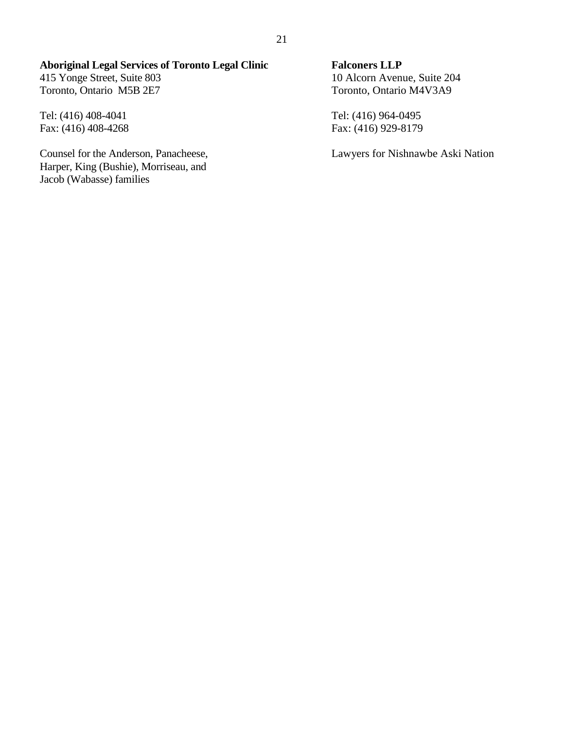**Aboriginal Legal Services of Toronto Legal Clinic**
415 Yonge Street, Suite 803
Toronto, Ontario  M5B 2E7

Tel: (416) 408-4041
Fax: (416) 408-4268

Counsel for the Anderson, Panacheese, Harper, King (Bushie), Morriseau, and Jacob (Wabasse) families

**Falconers LLP**
10 Alcorn Avenue, Suite 204
Toronto, Ontario M4V3A9

Tel: (416) 964-0495
Fax: (416) 929-8179

Lawyers for Nishnawbe Aski Nation